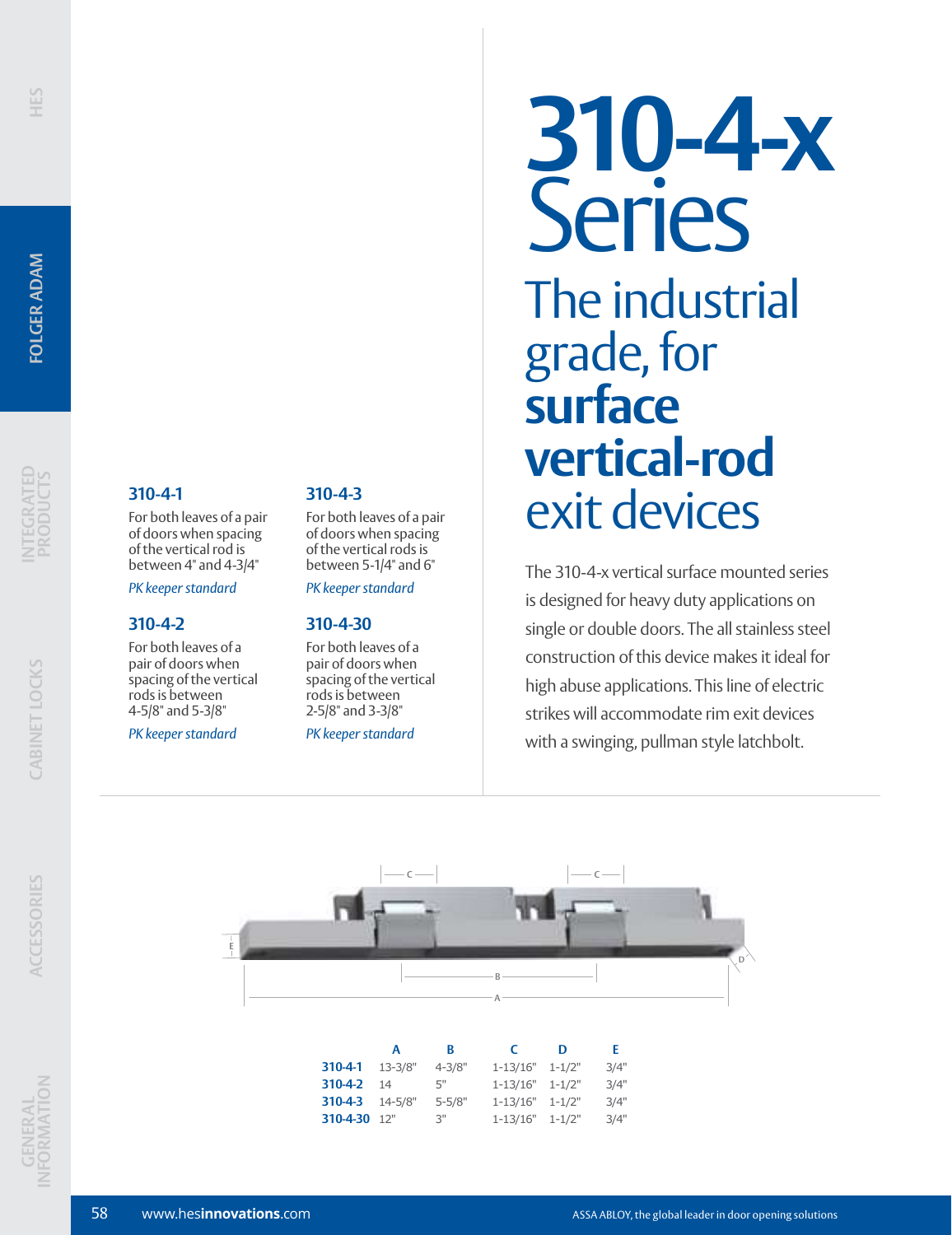# 310-4-x Series

## The industrial grade, for **surface vertical-rod** exit devices

The 310-4-x vertical surface mounted series is designed for heavy duty applications on single or double doors. The all stainless steel construction of this device makes it ideal for high abuse applications. This line of electric strikes will accommodate rim exit devices with a swinging, pullman style latchbolt.

### 310-4-1

For both leaves of a pair of doors when spacing of the vertical rod is between 4" and 4-3/4"

*PK keeper standard*

### 310-4-2

For both leaves of a pair of doors when spacing of the vertical rods is between 4-5/8" and 5-3/8"

*PK keeper standard*

### 310-4-3

For both leaves of a pair of doors when spacing of the vertical rods is between 5-1/4" and 6"

*PK keeper standard*

### 310-4-30

For both leaves of a pair of doors when spacing of the vertical rods is between 2-5/8" and 3-3/8"

*PK keeper standard*

| | A | B | C | D | E |
|---|---|---|---|---|---|
| **310-4-1** | 13-3/8" | 4-3/8" | 1-13/16" | 1-1/2" | 3/4" |
| **310-4-2** | 14 | 5" | 1-13/16" | 1-1/2" | 3/4" |
| **310-4-3** | 14-5/8" | 5-5/8" | 1-13/16" | 1-1/2" | 3/4" |
| **310-4-30** | 12" | 3" | 1-13/16" | 1-1/2" | 3/4" |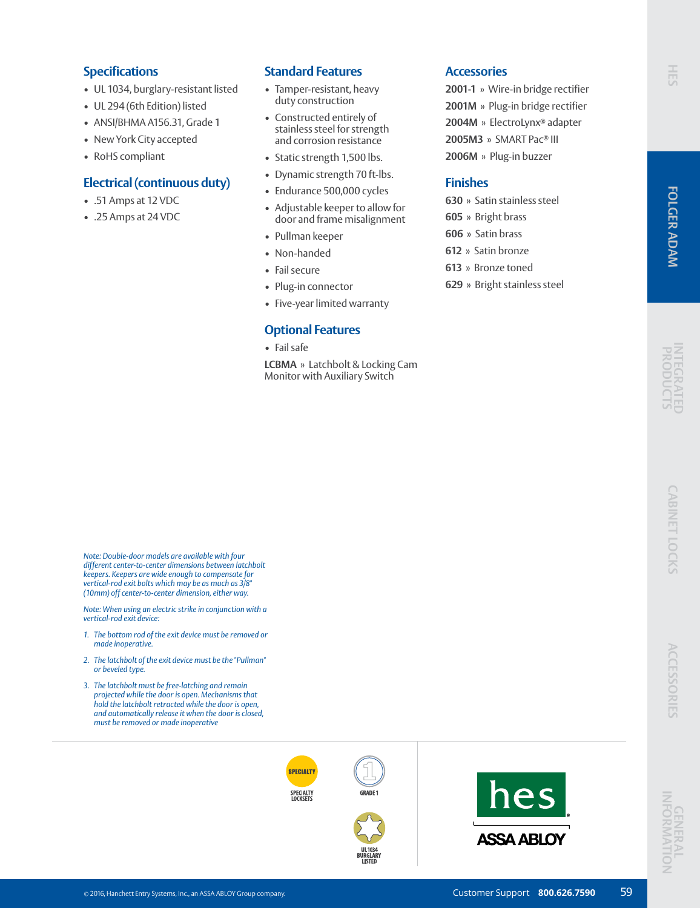## Specifications

- UL 1034, burglary-resistant listed
- UL 294 (6th Edition) listed
- ANSI/BHMA A156.31, Grade 1
- New York City accepted
- RoHS compliant

## Electrical (continuous duty)

- .51 Amps at 12 VDC
- .25 Amps at 24 VDC

## Standard Features

- Tamper-resistant, heavy duty construction
- Constructed entirely of stainless steel for strength and corrosion resistance
- Static strength 1,500 lbs.
- Dynamic strength 70 ft-lbs.
- Endurance 500,000 cycles
- Adjustable keeper to allow for door and frame misalignment
- Pullman keeper
- Non-handed
- Fail secure
- Plug-in connector
- Five-year limited warranty

## Optional Features

- Fail safe

**LCBMA** » Latchbolt & Locking Cam Monitor with Auxiliary Switch

## Accessories

**2001-1** » Wire-in bridge rectifier
**2001M** » Plug-in bridge rectifier
**2004M** » ElectroLynx® adapter
**2005M3** » SMART Pac® III
**2006M** » Plug-in buzzer

## Finishes

**630** » Satin stainless steel
**605** » Bright brass
**606** » Satin brass
**612** » Satin bronze
**613** » Bronze toned
**629** » Bright stainless steel

*Note: Double-door models are available with four different center-to-center dimensions between latchbolt keepers. Keepers are wide enough to compensate for vertical-rod exit bolts which may be as much as 3/8" (10mm) off center-to-center dimension, either way.*

*Note: When using an electric strike in conjunction with a vertical-rod exit device:*

1. *The bottom rod of the exit device must be removed or made inoperative.*
2. *The latchbolt of the exit device must be the "Pullman" or beveled type.*
3. *The latchbolt must be free-latching and remain projected while the door is open. Mechanisms that hold the latchbolt retracted while the door is open, and automatically release it when the door is closed, must be removed or made inoperative*

SPECIALTY LOCKSETS

GRADE 1

UL 1034 BURGLARY LISTED

hes ASSA ABLOY

© 2016, Hanchett Entry Systems, Inc., an ASSA ABLOY Group company.

Customer Support **800.626.7590**